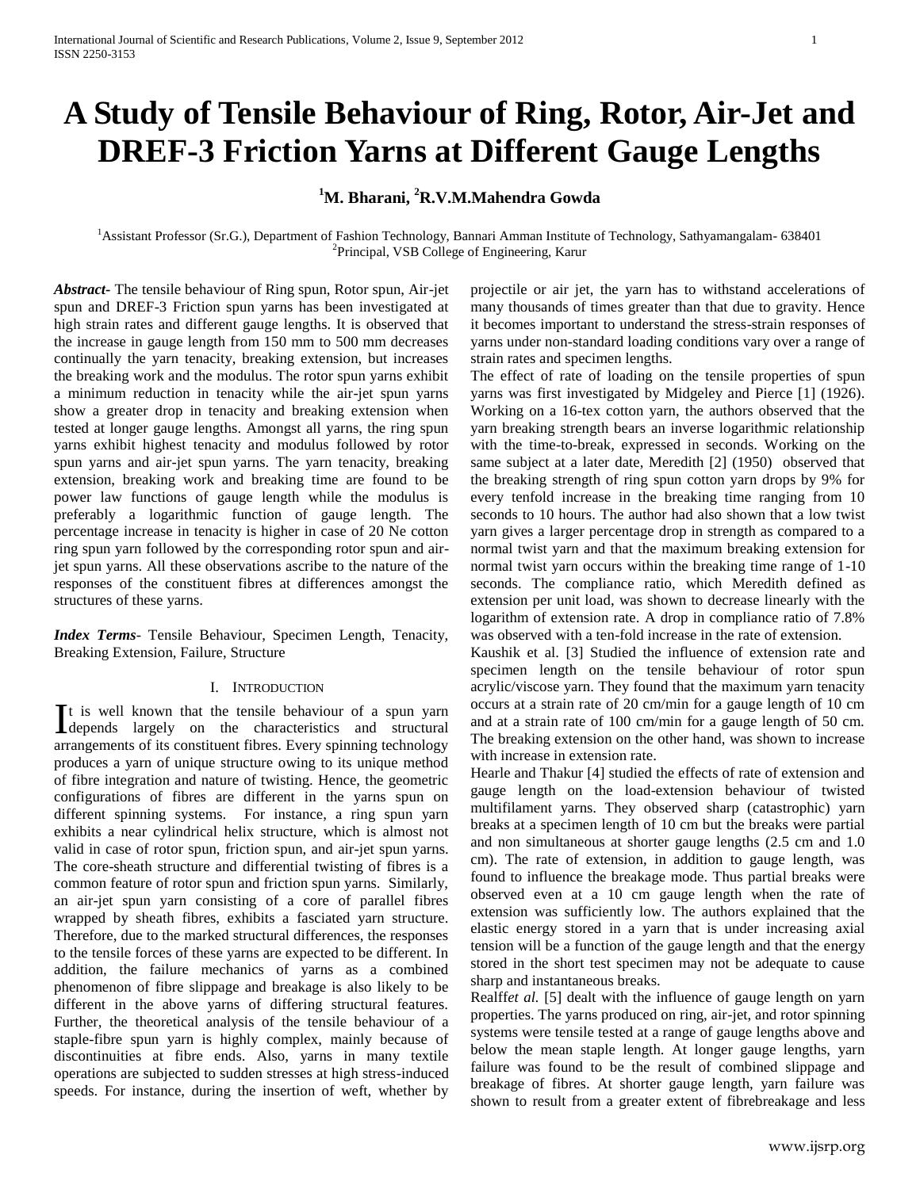# A Study of Tensile Behaviour of Ring, Rotor, Air-Jet and DREF-3 Friction Yarns at Different Gauge Lengths

**[1]M. Bharani, [2]R.V.M.Mahendra Gowda**

[1]Assistant Professor (Sr.G.), Department of Fashion Technology, Bannari Amman Institute of Technology, Sathyamangalam- 638401
[2]Principal, VSB College of Engineering, Karur

***Abstract***- The tensile behaviour of Ring spun, Rotor spun, Air-jet spun and DREF-3 Friction spun yarns has been investigated at high strain rates and different gauge lengths. It is observed that the increase in gauge length from 150 mm to 500 mm decreases continually the yarn tenacity, breaking extension, but increases the breaking work and the modulus. The rotor spun yarns exhibit a minimum reduction in tenacity while the air-jet spun yarns show a greater drop in tenacity and breaking extension when tested at longer gauge lengths. Amongst all yarns, the ring spun yarns exhibit highest tenacity and modulus followed by rotor spun yarns and air-jet spun yarns. The yarn tenacity, breaking extension, breaking work and breaking time are found to be power law functions of gauge length while the modulus is preferably a logarithmic function of gauge length. The percentage increase in tenacity is higher in case of 20 Ne cotton ring spun yarn followed by the corresponding rotor spun and air-jet spun yarns. All these observations ascribe to the nature of the responses of the constituent fibres at differences amongst the structures of these yarns.

***Index Terms***- Tensile Behaviour, Specimen Length, Tenacity, Breaking Extension, Failure, Structure

## I. Introduction

It is well known that the tensile behaviour of a spun yarn depends largely on the characteristics and structural arrangements of its constituent fibres. Every spinning technology produces a yarn of unique structure owing to its unique method of fibre integration and nature of twisting. Hence, the geometric configurations of fibres are different in the yarns spun on different spinning systems. For instance, a ring spun yarn exhibits a near cylindrical helix structure, which is almost not valid in case of rotor spun, friction spun, and air-jet spun yarns. The core-sheath structure and differential twisting of fibres is a common feature of rotor spun and friction spun yarns. Similarly, an air-jet spun yarn consisting of a core of parallel fibres wrapped by sheath fibres, exhibits a fasciated yarn structure. Therefore, due to the marked structural differences, the responses to the tensile forces of these yarns are expected to be different. In addition, the failure mechanics of yarns as a combined phenomenon of fibre slippage and breakage is also likely to be different in the above yarns of differing structural features. Further, the theoretical analysis of the tensile behaviour of a staple-fibre spun yarn is highly complex, mainly because of discontinuities at fibre ends. Also, yarns in many textile operations are subjected to sudden stresses at high stress-induced speeds. For instance, during the insertion of weft, whether by projectile or air jet, the yarn has to withstand accelerations of many thousands of times greater than that due to gravity. Hence it becomes important to understand the stress-strain responses of yarns under non-standard loading conditions vary over a range of strain rates and specimen lengths.

The effect of rate of loading on the tensile properties of spun yarns was first investigated by Midgeley and Pierce [1] (1926). Working on a 16-tex cotton yarn, the authors observed that the yarn breaking strength bears an inverse logarithmic relationship with the time-to-break, expressed in seconds. Working on the same subject at a later date, Meredith [2] (1950) observed that the breaking strength of ring spun cotton yarn drops by 9% for every tenfold increase in the breaking time ranging from 10 seconds to 10 hours. The author had also shown that a low twist yarn gives a larger percentage drop in strength as compared to a normal twist yarn and that the maximum breaking extension for normal twist yarn occurs within the breaking time range of 1-10 seconds. The compliance ratio, which Meredith defined as extension per unit load, was shown to decrease linearly with the logarithm of extension rate. A drop in compliance ratio of 7.8% was observed with a ten-fold increase in the rate of extension.

Kaushik et al. [3] Studied the influence of extension rate and specimen length on the tensile behaviour of rotor spun acrylic/viscose yarn. They found that the maximum yarn tenacity occurs at a strain rate of 20 cm/min for a gauge length of 10 cm and at a strain rate of 100 cm/min for a gauge length of 50 cm. The breaking extension on the other hand, was shown to increase with increase in extension rate.

Hearle and Thakur [4] studied the effects of rate of extension and gauge length on the load-extension behaviour of twisted multifilament yarns. They observed sharp (catastrophic) yarn breaks at a specimen length of 10 cm but the breaks were partial and non simultaneous at shorter gauge lengths (2.5 cm and 1.0 cm). The rate of extension, in addition to gauge length, was found to influence the breakage mode. Thus partial breaks were observed even at a 10 cm gauge length when the rate of extension was sufficiently low. The authors explained that the elastic energy stored in a yarn that is under increasing axial tension will be a function of the gauge length and that the energy stored in the short test specimen may not be adequate to cause sharp and instantaneous breaks.

Realff*et al.* [5] dealt with the influence of gauge length on yarn properties. The yarns produced on ring, air-jet, and rotor spinning systems were tensile tested at a range of gauge lengths above and below the mean staple length. At longer gauge lengths, yarn failure was found to be the result of combined slippage and breakage of fibres. At shorter gauge length, yarn failure was shown to result from a greater extent of fibrebreakage and less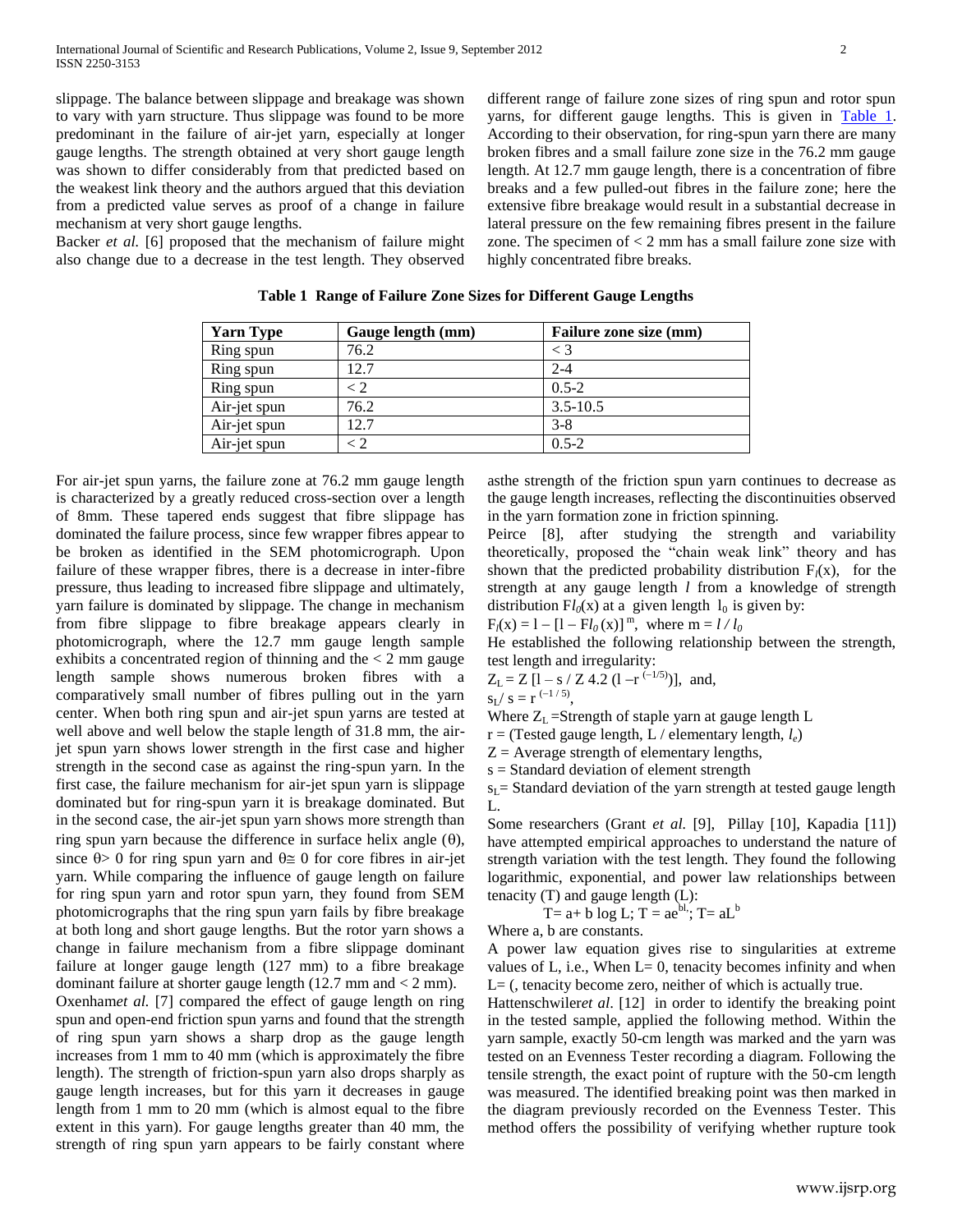slippage. The balance between slippage and breakage was shown to vary with yarn structure. Thus slippage was found to be more predominant in the failure of air-jet yarn, especially at longer gauge lengths. The strength obtained at very short gauge length was shown to differ considerably from that predicted based on the weakest link theory and the authors argued that this deviation from a predicted value serves as proof of a change in failure mechanism at very short gauge lengths.

Backer *et al.* [6] proposed that the mechanism of failure might also change due to a decrease in the test length. They observed different range of failure zone sizes of ring spun and rotor spun yarns, for different gauge lengths. This is given in Table 1. According to their observation, for ring-spun yarn there are many broken fibres and a small failure zone size in the 76.2 mm gauge length. At 12.7 mm gauge length, there is a concentration of fibre breaks and a few pulled-out fibres in the failure zone; here the extensive fibre breakage would result in a substantial decrease in lateral pressure on the few remaining fibres present in the failure zone. The specimen of < 2 mm has a small failure zone size with highly concentrated fibre breaks.

**Table 1 Range of Failure Zone Sizes for Different Gauge Lengths**

| Yarn Type | Gauge length (mm) | Failure zone size (mm) |
|---|---|---|
| Ring spun | 76.2 | < 3 |
| Ring spun | 12.7 | 2-4 |
| Ring spun | < 2 | 0.5-2 |
| Air-jet spun | 76.2 | 3.5-10.5 |
| Air-jet spun | 12.7 | 3-8 |
| Air-jet spun | < 2 | 0.5-2 |

For air-jet spun yarns, the failure zone at 76.2 mm gauge length is characterized by a greatly reduced cross-section over a length of 8mm. These tapered ends suggest that fibre slippage has dominated the failure process, since few wrapper fibres appear to be broken as identified in the SEM photomicrograph. Upon failure of these wrapper fibres, there is a decrease in inter-fibre pressure, thus leading to increased fibre slippage and ultimately, yarn failure is dominated by slippage. The change in mechanism from fibre slippage to fibre breakage appears clearly in photomicrograph, where the 12.7 mm gauge length sample exhibits a concentrated region of thinning and the < 2 mm gauge length sample shows numerous broken fibres with a comparatively small number of fibres pulling out in the yarn center. When both ring spun and air-jet spun yarns are tested at well above and well below the staple length of 31.8 mm, the air-jet spun yarn shows lower strength in the first case and higher strength in the second case as against the ring-spun yarn. In the first case, the failure mechanism for air-jet spun yarn is slippage dominated but for ring-spun yarn it is breakage dominated. But in the second case, the air-jet spun yarn shows more strength than ring spun yarn because the difference in surface helix angle (θ), since θ> 0 for ring spun yarn and θ≅ 0 for core fibres in air-jet yarn. While comparing the influence of gauge length on failure for ring spun yarn and rotor spun yarn, they found from SEM photomicrographs that the ring spun yarn fails by fibre breakage at both long and short gauge lengths. But the rotor yarn shows a change in failure mechanism from a fibre slippage dominant failure at longer gauge length (127 mm) to a fibre breakage dominant failure at shorter gauge length (12.7 mm and < 2 mm).

Oxenham*et al.* [7] compared the effect of gauge length on ring spun and open-end friction spun yarns and found that the strength of ring spun yarn shows a sharp drop as the gauge length increases from 1 mm to 40 mm (which is approximately the fibre length). The strength of friction-spun yarn also drops sharply as gauge length increases, but for this yarn it decreases in gauge length from 1 mm to 20 mm (which is almost equal to the fibre extent in this yarn). For gauge lengths greater than 40 mm, the strength of ring spun yarn appears to be fairly constant where asthe strength of the friction spun yarn continues to decrease as the gauge length increases, reflecting the discontinuities observed in the yarn formation zone in friction spinning.

Peirce [8], after studying the strength and variability theoretically, proposed the "chain weak link" theory and has shown that the predicted probability distribution $F_l(x)$, for the strength at any gauge length $l$ from a knowledge of strength distribution $Fl_0(x)$ at a given length $l_0$ is given by:

$F_l(x) = 1 - [1 - Fl_0(x)]^m$, where $m = l / l_0$

He established the following relationship between the strength, test length and irregularity:

$Z_L = Z\,[1 - s / Z\, 4.2\,(1 - r^{(-1/5)})]$, and,

$s_L / s = r^{(-1/5)}$,

Where $Z_L$ = Strength of staple yarn at gauge length L

r = (Tested gauge length, L / elementary length, $l_e$)

Z = Average strength of elementary lengths,

s = Standard deviation of element strength

$s_L$ = Standard deviation of the yarn strength at tested gauge length L.

Some researchers (Grant *et al.* [9], Pillay [10], Kapadia [11]) have attempted empirical approaches to understand the nature of strength variation with the test length. They found the following logarithmic, exponential, and power law relationships between tenacity (T) and gauge length (L):

$T = a + b \log L$; $T = ae^{bL}$; $T = aL^b$

Where a, b are constants.

A power law equation gives rise to singularities at extreme values of L, i.e., When L= 0, tenacity becomes infinity and when L= (, tenacity become zero, neither of which is actually true.

Hattenschwiler*et al.* [12] in order to identify the breaking point in the tested sample, applied the following method. Within the yarn sample, exactly 50-cm length was marked and the yarn was tested on an Evenness Tester recording a diagram. Following the tensile strength, the exact point of rupture with the 50-cm length was measured. The identified breaking point was then marked in the diagram previously recorded on the Evenness Tester. This method offers the possibility of verifying whether rupture took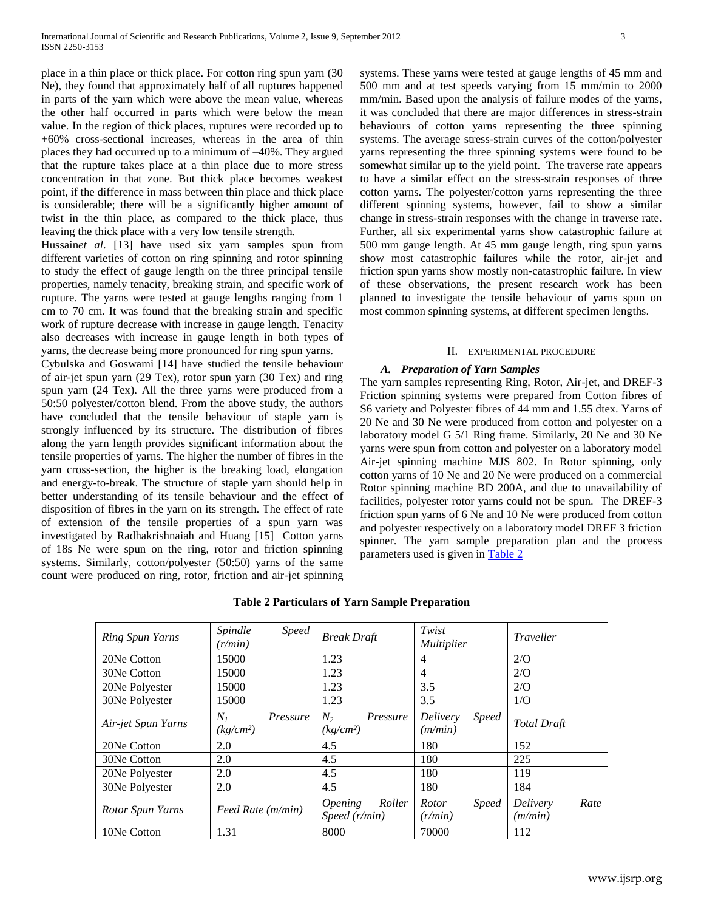place in a thin place or thick place. For cotton ring spun yarn (30 Ne), they found that approximately half of all ruptures happened in parts of the yarn which were above the mean value, whereas the other half occurred in parts which were below the mean value. In the region of thick places, ruptures were recorded up to +60% cross-sectional increases, whereas in the area of thin places they had occurred up to a minimum of –40%. They argued that the rupture takes place at a thin place due to more stress concentration in that zone. But thick place becomes weakest point, if the difference in mass between thin place and thick place is considerable; there will be a significantly higher amount of twist in the thin place, as compared to the thick place, thus leaving the thick place with a very low tensile strength.

Hussain*et al*. [13] have used six yarn samples spun from different varieties of cotton on ring spinning and rotor spinning to study the effect of gauge length on the three principal tensile properties, namely tenacity, breaking strain, and specific work of rupture. The yarns were tested at gauge lengths ranging from 1 cm to 70 cm. It was found that the breaking strain and specific work of rupture decrease with increase in gauge length. Tenacity also decreases with increase in gauge length in both types of yarns, the decrease being more pronounced for ring spun yarns.

Cybulska and Goswami [14] have studied the tensile behaviour of air-jet spun yarn (29 Tex), rotor spun yarn (30 Tex) and ring spun yarn (24 Tex). All the three yarns were produced from a 50:50 polyester/cotton blend. From the above study, the authors have concluded that the tensile behaviour of staple yarn is strongly influenced by its structure. The distribution of fibres along the yarn length provides significant information about the tensile properties of yarns. The higher the number of fibres in the yarn cross-section, the higher is the breaking load, elongation and energy-to-break. The structure of staple yarn should help in better understanding of its tensile behaviour and the effect of disposition of fibres in the yarn on its strength. The effect of rate of extension of the tensile properties of a spun yarn was investigated by Radhakrishnaiah and Huang [15] Cotton yarns of 18s Ne were spun on the ring, rotor and friction spinning systems. Similarly, cotton/polyester (50:50) yarns of the same count were produced on ring, rotor, friction and air-jet spinning systems. These yarns were tested at gauge lengths of 45 mm and 500 mm and at test speeds varying from 15 mm/min to 2000 mm/min. Based upon the analysis of failure modes of the yarns, it was concluded that there are major differences in stress-strain behaviours of cotton yarns representing the three spinning systems. The average stress-strain curves of the cotton/polyester yarns representing the three spinning systems were found to be somewhat similar up to the yield point. The traverse rate appears to have a similar effect on the stress-strain responses of three cotton yarns. The polyester/cotton yarns representing the three different spinning systems, however, fail to show a similar change in stress-strain responses with the change in traverse rate. Further, all six experimental yarns show catastrophic failure at 500 mm gauge length. At 45 mm gauge length, ring spun yarns show most catastrophic failures while the rotor, air-jet and friction spun yarns show mostly non-catastrophic failure. In view of these observations, the present research work has been planned to investigate the tensile behaviour of yarns spun on most common spinning systems, at different specimen lengths.

## II. EXPERIMENTAL PROCEDURE

### A. Preparation of Yarn Samples

The yarn samples representing Ring, Rotor, Air-jet, and DREF-3 Friction spinning systems were prepared from Cotton fibres of S6 variety and Polyester fibres of 44 mm and 1.55 dtex. Yarns of 20 Ne and 30 Ne were produced from cotton and polyester on a laboratory model G 5/1 Ring frame. Similarly, 20 Ne and 30 Ne yarns were spun from cotton and polyester on a laboratory model Air-jet spinning machine MJS 802. In Rotor spinning, only cotton yarns of 10 Ne and 20 Ne were produced on a commercial Rotor spinning machine BD 200A, and due to unavailability of facilities, polyester rotor yarns could not be spun. The DREF-3 friction spun yarns of 6 Ne and 10 Ne were produced from cotton and polyester respectively on a laboratory model DREF 3 friction spinner. The yarn sample preparation plan and the process parameters used is given in Table 2

**Table 2 Particulars of Yarn Sample Preparation**

| *Ring Spun Yarns* | *Spindle Speed (r/min)* | *Break Draft* | *Twist Multiplier* | *Traveller* |
|---|---|---|---|---|
| 20Ne Cotton | 15000 | 1.23 | 4 | 2/O |
| 30Ne Cotton | 15000 | 1.23 | 4 | 2/O |
| 20Ne Polyester | 15000 | 1.23 | 3.5 | 2/O |
| 30Ne Polyester | 15000 | 1.23 | 3.5 | 1/O |
| *Air-jet Spun Yarns* | *$N_1$ Pressure (kg/cm²)* | *$N_2$ Pressure (kg/cm²)* | *Delivery Speed (m/min)* | *Total Draft* |
| 20Ne Cotton | 2.0 | 4.5 | 180 | 152 |
| 30Ne Cotton | 2.0 | 4.5 | 180 | 225 |
| 20Ne Polyester | 2.0 | 4.5 | 180 | 119 |
| 30Ne Polyester | 2.0 | 4.5 | 180 | 184 |
| *Rotor Spun Yarns* | *Feed Rate (m/min)* | *Opening Roller Speed (r/min)* | *Rotor Speed (r/min)* | *Delivery Rate (m/min)* |
| 10Ne Cotton | 1.31 | 8000 | 70000 | 112 |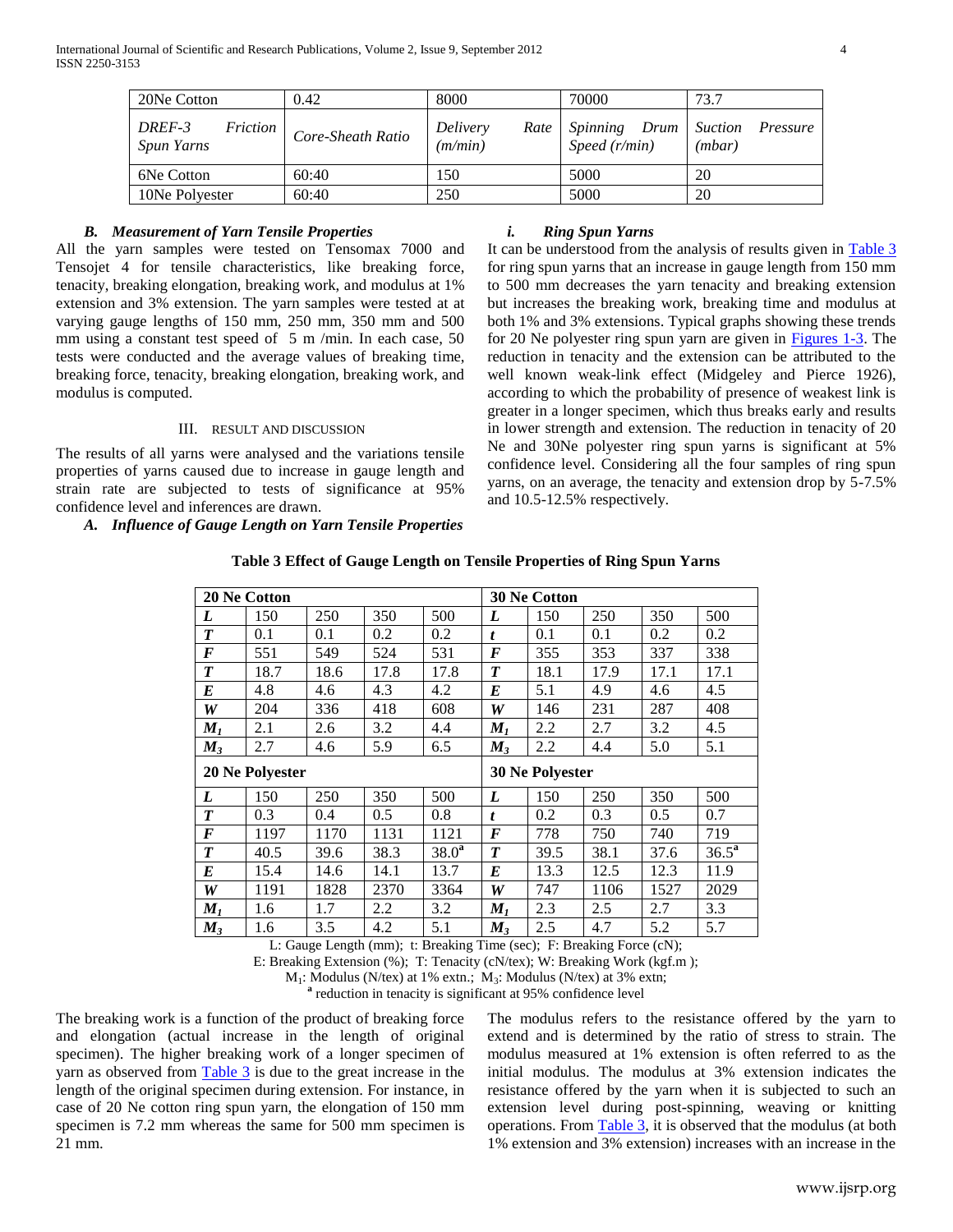| 20Ne Cotton | 0.42 | 8000 | 70000 | 73.7 |
|---|---|---|---|---|
| *DREF-3 Friction Spun Yarns* | *Core-Sheath Ratio* | *Delivery Rate (m/min)* | *Spinning Drum Speed (r/min)* | *Suction Pressure (mbar)* |
| 6Ne Cotton | 60:40 | 150 | 5000 | 20 |
| 10Ne Polyester | 60:40 | 250 | 5000 | 20 |

### *B. Measurement of Yarn Tensile Properties*

All the yarn samples were tested on Tensomax 7000 and Tensojet 4 for tensile characteristics, like breaking force, tenacity, breaking elongation, breaking work, and modulus at 1% extension and 3% extension. The yarn samples were tested at at varying gauge lengths of 150 mm, 250 mm, 350 mm and 500 mm using a constant test speed of 5 m /min. In each case, 50 tests were conducted and the average values of breaking time, breaking force, tenacity, breaking elongation, breaking work, and modulus is computed.

## III. Result and Discussion

The results of all yarns were analysed and the variations tensile properties of yarns caused due to increase in gauge length and strain rate are subjected to tests of significance at 95% confidence level and inferences are drawn.

### *A. Influence of Gauge Length on Yarn Tensile Properties*

#### *i. Ring Spun Yarns*

It can be understood from the analysis of results given in Table 3 for ring spun yarns that an increase in gauge length from 150 mm to 500 mm decreases the yarn tenacity and breaking extension but increases the breaking work, breaking time and modulus at both 1% and 3% extensions. Typical graphs showing these trends for 20 Ne polyester ring spun yarn are given in Figures 1-3. The reduction in tenacity and the extension can be attributed to the well known weak-link effect (Midgeley and Pierce 1926), according to which the probability of presence of weakest link is greater in a longer specimen, which thus breaks early and results in lower strength and extension. The reduction in tenacity of 20 Ne and 30Ne polyester ring spun yarns is significant at 5% confidence level. Considering all the four samples of ring spun yarns, on an average, the tenacity and extension drop by 5-7.5% and 10.5-12.5% respectively.

**Table 3 Effect of Gauge Length on Tensile Properties of Ring Spun Yarns**

| **20 Ne Cotton** | | | | | **30 Ne Cotton** | | | | |
|---|---|---|---|---|---|---|---|---|---|
| ***L*** | 150 | 250 | 350 | 500 | ***L*** | 150 | 250 | 350 | 500 |
| ***T*** | 0.1 | 0.1 | 0.2 | 0.2 | ***t*** | 0.1 | 0.1 | 0.2 | 0.2 |
| ***F*** | 551 | 549 | 524 | 531 | ***F*** | 355 | 353 | 337 | 338 |
| ***T*** | 18.7 | 18.6 | 17.8 | 17.8 | ***T*** | 18.1 | 17.9 | 17.1 | 17.1 |
| ***E*** | 4.8 | 4.6 | 4.3 | 4.2 | ***E*** | 5.1 | 4.9 | 4.6 | 4.5 |
| ***W*** | 204 | 336 | 418 | 608 | ***W*** | 146 | 231 | 287 | 408 |
| $M_1$ | 2.1 | 2.6 | 3.2 | 4.4 | $M_1$ | 2.2 | 2.7 | 3.2 | 4.5 |
| $M_3$ | 2.7 | 4.6 | 5.9 | 6.5 | $M_3$ | 2.2 | 4.4 | 5.0 | 5.1 |
| **20 Ne Polyester** | | | | | **30 Ne Polyester** | | | | |
| ***L*** | 150 | 250 | 350 | 500 | ***L*** | 150 | 250 | 350 | 500 |
| ***T*** | 0.3 | 0.4 | 0.5 | 0.8 | ***t*** | 0.2 | 0.3 | 0.5 | 0.7 |
| ***F*** | 1197 | 1170 | 1131 | 1121 | ***F*** | 778 | 750 | 740 | 719 |
| ***T*** | 40.5 | 39.6 | 38.3 | 38.0[a] | ***T*** | 39.5 | 38.1 | 37.6 | 36.5[a] |
| ***E*** | 15.4 | 14.6 | 14.1 | 13.7 | ***E*** | 13.3 | 12.5 | 12.3 | 11.9 |
| ***W*** | 1191 | 1828 | 2370 | 3364 | ***W*** | 747 | 1106 | 1527 | 2029 |
| $M_1$ | 1.6 | 1.7 | 2.2 | 3.2 | $M_1$ | 2.3 | 2.5 | 2.7 | 3.3 |
| $M_3$ | 1.6 | 3.5 | 4.2 | 5.1 | $M_3$ | 2.5 | 4.7 | 5.2 | 5.7 |

L: Gauge Length (mm); t: Breaking Time (sec); F: Breaking Force (cN);
E: Breaking Extension (%); T: Tenacity (cN/tex); W: Breaking Work (kgf.m );
$M_1$: Modulus (N/tex) at 1% extn.; $M_3$: Modulus (N/tex) at 3% extn;
[a] reduction in tenacity is significant at 95% confidence level

The breaking work is a function of the product of breaking force and elongation (actual increase in the length of original specimen). The higher breaking work of a longer specimen of yarn as observed from Table 3 is due to the great increase in the length of the original specimen during extension. For instance, in case of 20 Ne cotton ring spun yarn, the elongation of 150 mm specimen is 7.2 mm whereas the same for 500 mm specimen is 21 mm.

The modulus refers to the resistance offered by the yarn to extend and is determined by the ratio of stress to strain. The modulus measured at 1% extension is often referred to as the initial modulus. The modulus at 3% extension indicates the resistance offered by the yarn when it is subjected to such an extension level during post-spinning, weaving or knitting operations. From Table 3, it is observed that the modulus (at both 1% extension and 3% extension) increases with an increase in the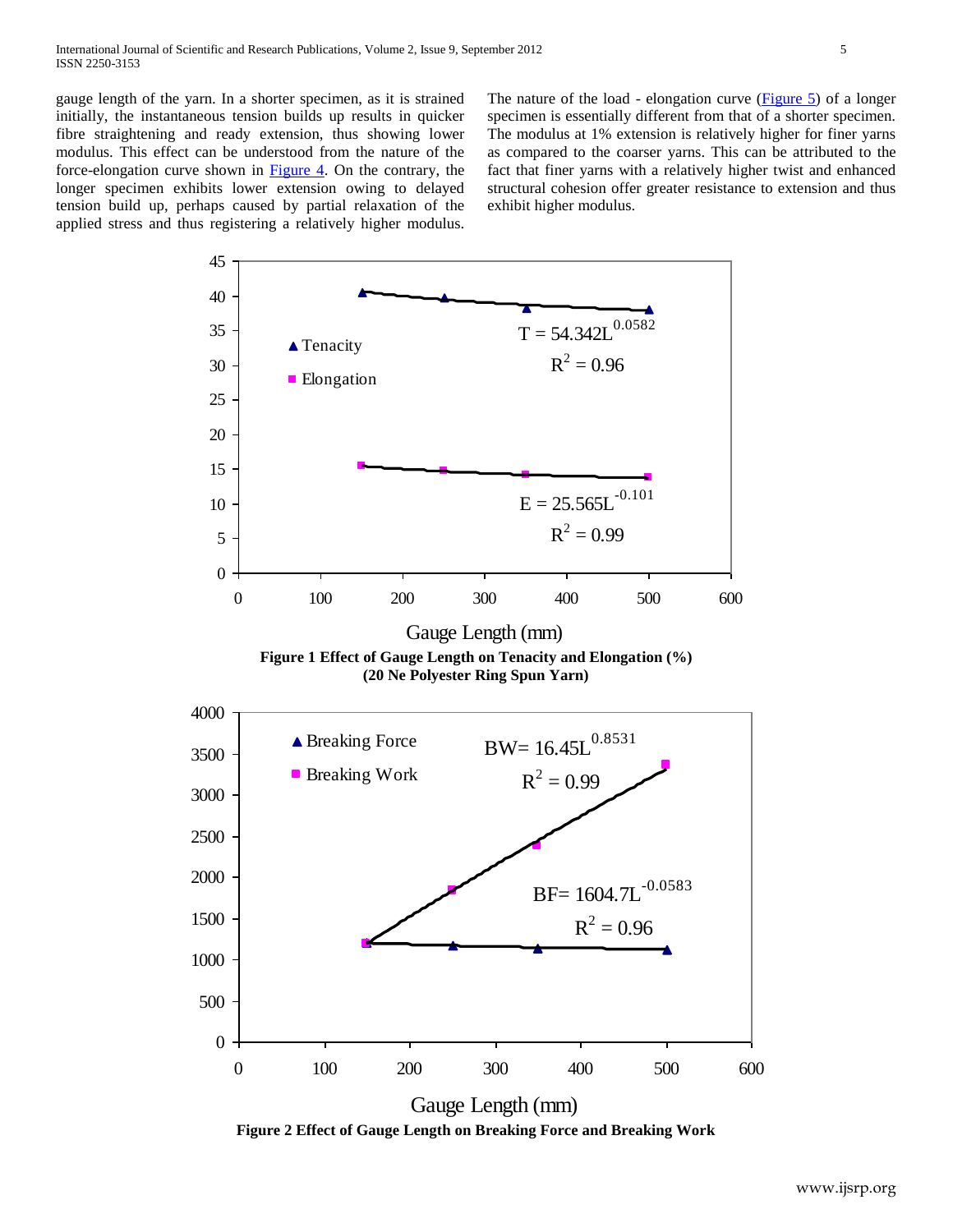gauge length of the yarn. In a shorter specimen, as it is strained initially, the instantaneous tension builds up results in quicker fibre straightening and ready extension, thus showing lower modulus. This effect can be understood from the nature of the force-elongation curve shown in Figure 4. On the contrary, the longer specimen exhibits lower extension owing to delayed tension build up, perhaps caused by partial relaxation of the applied stress and thus registering a relatively higher modulus.

The nature of the load - elongation curve (Figure 5) of a longer specimen is essentially different from that of a shorter specimen. The modulus at 1% extension is relatively higher for finer yarns as compared to the coarser yarns. This can be attributed to the fact that finer yarns with a relatively higher twist and enhanced structural cohesion offer greater resistance to extension and thus exhibit higher modulus.

$T = 54.342L^{0.0582}$, $R^2 = 0.96$

$E = 25.565L^{-0.101}$, $R^2 = 0.99$

**Figure 1 Effect of Gauge Length on Tenacity and Elongation (%) (20 Ne Polyester Ring Spun Yarn)**

$BW = 16.45L^{0.8531}$, $R^2 = 0.99$

$BF = 1604.7L^{-0.0583}$, $R^2 = 0.96$

**Figure 2 Effect of Gauge Length on Breaking Force and Breaking Work**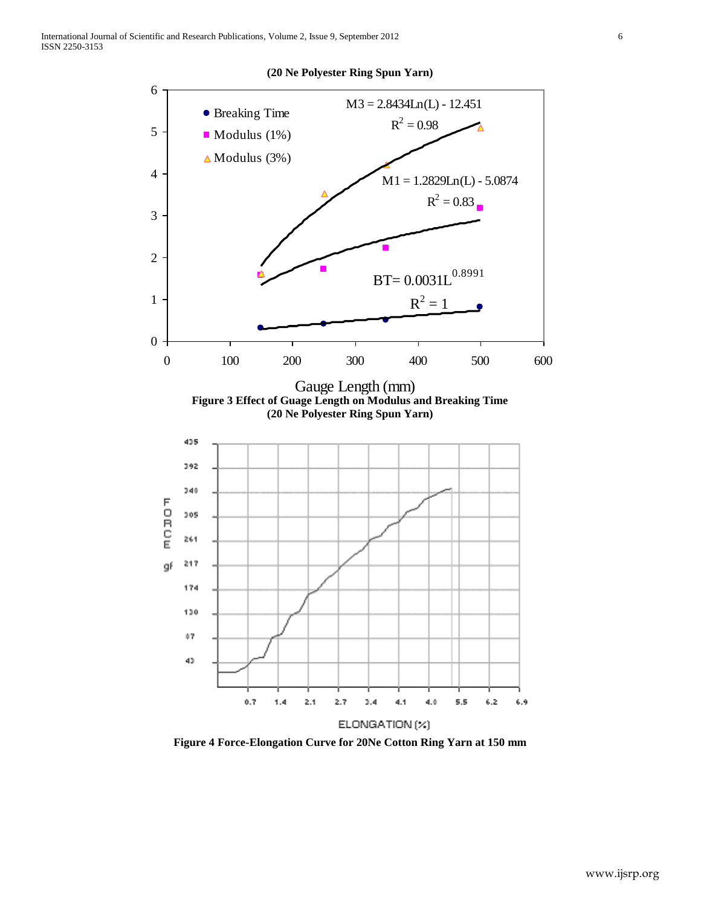**(20 Ne Polyester Ring Spun Yarn)**

**Figure 3 Effect of Guage Length on Modulus and Breaking Time (20 Ne Polyester Ring Spun Yarn)**

**Figure 4 Force-Elongation Curve for 20Ne Cotton Ring Yarn at 150 mm**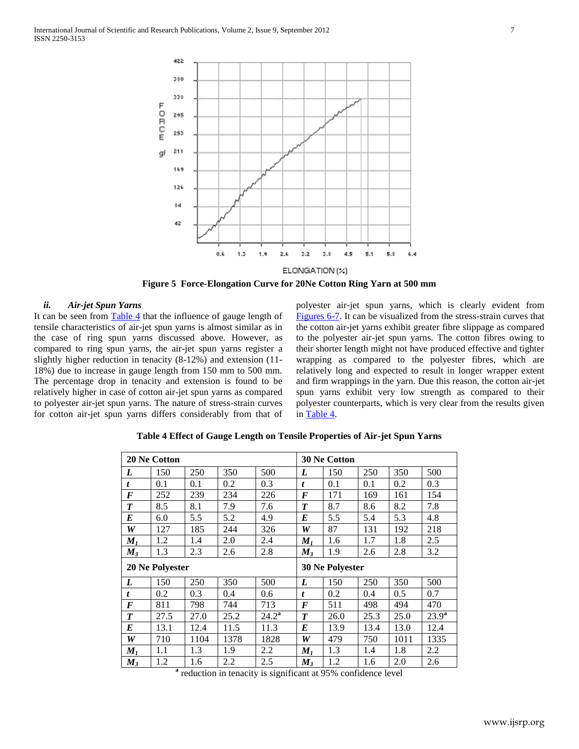Figure 5 Force-Elongation Curve for 20Ne Cotton Ring Yarn at 500 mm

#### *ii. Air-jet Spun Yarns*

It can be seen from Table 4 that the influence of gauge length of tensile characteristics of air-jet spun yarns is almost similar as in the case of ring spun yarns discussed above. However, as compared to ring spun yarns, the air-jet spun yarns register a slightly higher reduction in tenacity (8-12%) and extension (11-18%) due to increase in gauge length from 150 mm to 500 mm. The percentage drop in tenacity and extension is found to be relatively higher in case of cotton air-jet spun yarns as compared to polyester air-jet spun yarns. The nature of stress-strain curves for cotton air-jet spun yarns differs considerably from that of polyester air-jet spun yarns, which is clearly evident from Figures 6-7. It can be visualized from the stress-strain curves that the cotton air-jet yarns exhibit greater fibre slippage as compared to the polyester air-jet spun yarns. The cotton fibres owing to their shorter length might not have produced effective and tighter wrapping as compared to the polyester fibres, which are relatively long and expected to result in longer wrapper extent and firm wrappings in the yarn. Due this reason, the cotton air-jet spun yarns exhibit very low strength as compared to their polyester counterparts, which is very clear from the results given in Table 4.

**Table 4 Effect of Gauge Length on Tensile Properties of Air-jet Spun Yarns**

| **20 Ne Cotton** | | | | | **30 Ne Cotton** | | | | |
|---|---|---|---|---|---|---|---|---|---|
| ***L*** | 150 | 250 | 350 | 500 | ***L*** | 150 | 250 | 350 | 500 |
| ***t*** | 0.1 | 0.1 | 0.2 | 0.3 | ***t*** | 0.1 | 0.1 | 0.2 | 0.3 |
| ***F*** | 252 | 239 | 234 | 226 | ***F*** | 171 | 169 | 161 | 154 |
| ***T*** | 8.5 | 8.1 | 7.9 | 7.6 | ***T*** | 8.7 | 8.6 | 8.2 | 7.8 |
| ***E*** | 6.0 | 5.5 | 5.2 | 4.9 | ***E*** | 5.5 | 5.4 | 5.3 | 4.8 |
| ***W*** | 127 | 185 | 244 | 326 | ***W*** | 87 | 131 | 192 | 218 |
| $M_1$ | 1.2 | 1.4 | 2.0 | 2.4 | $M_1$ | 1.6 | 1.7 | 1.8 | 2.5 |
| $M_3$ | 1.3 | 2.3 | 2.6 | 2.8 | $M_3$ | 1.9 | 2.6 | 2.8 | 3.2 |
| **20 Ne Polyester** | | | | | **30 Ne Polyester** | | | | |
| ***L*** | 150 | 250 | 350 | 500 | ***L*** | 150 | 250 | 350 | 500 |
| ***t*** | 0.2 | 0.3 | 0.4 | 0.6 | ***t*** | 0.2 | 0.4 | 0.5 | 0.7 |
| ***F*** | 811 | 798 | 744 | 713 | ***F*** | 511 | 498 | 494 | 470 |
| ***T*** | 27.5 | 27.0 | 25.2 | 24.2[a] | ***T*** | 26.0 | 25.3 | 25.0 | 23.9[a] |
| ***E*** | 13.1 | 12.4 | 11.5 | 11.3 | ***E*** | 13.9 | 13.4 | 13.0 | 12.4 |
| ***W*** | 710 | 1104 | 1378 | 1828 | ***W*** | 479 | 750 | 1011 | 1335 |
| $M_1$ | 1.1 | 1.3 | 1.9 | 2.2 | $M_1$ | 1.3 | 1.4 | 1.8 | 2.2 |
| $M_3$ | 1.2 | 1.6 | 2.2 | 2.5 | $M_3$ | 1.2 | 1.6 | 2.0 | 2.6 |

[a] reduction in tenacity is significant at 95% confidence level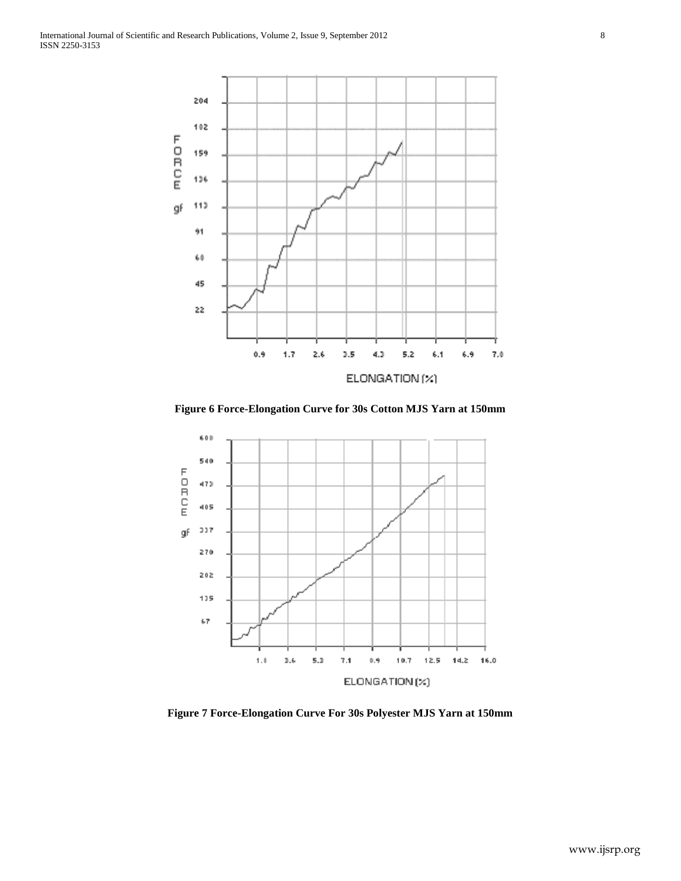Figure 6 Force-Elongation Curve for 30s Cotton MJS Yarn at 150mm

Figure 7 Force-Elongation Curve For 30s Polyester MJS Yarn at 150mm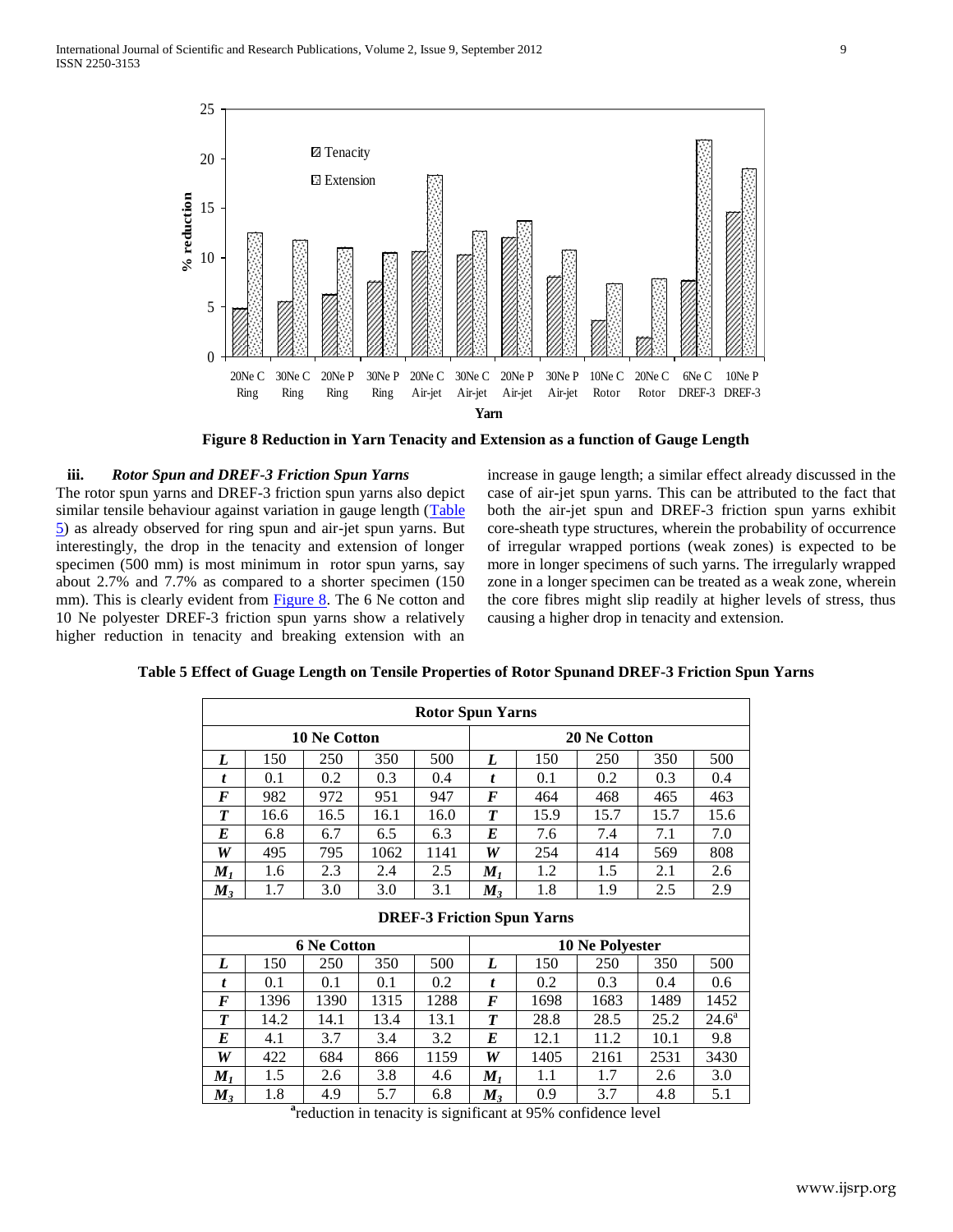Figure 8 Reduction in Yarn Tenacity and Extension as a function of Gauge Length

### iii. *Rotor Spun and DREF-3 Friction Spun Yarns*

The rotor spun yarns and DREF-3 friction spun yarns also depict similar tensile behaviour against variation in gauge length (Table 5) as already observed for ring spun and air-jet spun yarns. But interestingly, the drop in the tenacity and extension of longer specimen (500 mm) is most minimum in rotor spun yarns, say about 2.7% and 7.7% as compared to a shorter specimen (150 mm). This is clearly evident from Figure 8. The 6 Ne cotton and 10 Ne polyester DREF-3 friction spun yarns show a relatively higher reduction in tenacity and breaking extension with an increase in gauge length; a similar effect already discussed in the case of air-jet spun yarns. This can be attributed to the fact that both the air-jet spun and DREF-3 friction spun yarns exhibit core-sheath type structures, wherein the probability of occurrence of irregular wrapped portions (weak zones) is expected to be more in longer specimens of such yarns. The irregularly wrapped zone in a longer specimen can be treated as a weak zone, wherein the core fibres might slip readily at higher levels of stress, thus causing a higher drop in tenacity and extension.

**Table 5 Effect of Guage Length on Tensile Properties of Rotor Spunand DREF-3 Friction Spun Yarns**

| **Rotor Spun Yarns** | | | | | | | | | |
|---|---|---|---|---|---|---|---|---|---|
| **10 Ne Cotton** | | | | | **20 Ne Cotton** | | | | |
| ***L*** | 150 | 250 | 350 | 500 | ***L*** | 150 | 250 | 350 | 500 |
| ***t*** | 0.1 | 0.2 | 0.3 | 0.4 | ***t*** | 0.1 | 0.2 | 0.3 | 0.4 |
| ***F*** | 982 | 972 | 951 | 947 | ***F*** | 464 | 468 | 465 | 463 |
| ***T*** | 16.6 | 16.5 | 16.1 | 16.0 | ***T*** | 15.9 | 15.7 | 15.7 | 15.6 |
| ***E*** | 6.8 | 6.7 | 6.5 | 6.3 | ***E*** | 7.6 | 7.4 | 7.1 | 7.0 |
| ***W*** | 495 | 795 | 1062 | 1141 | ***W*** | 254 | 414 | 569 | 808 |
| $M_1$ | 1.6 | 2.3 | 2.4 | 2.5 | $M_1$ | 1.2 | 1.5 | 2.1 | 2.6 |
| $M_3$ | 1.7 | 3.0 | 3.0 | 3.1 | $M_3$ | 1.8 | 1.9 | 2.5 | 2.9 |
| **DREF-3 Friction Spun Yarns** | | | | | | | | | |
| **6 Ne Cotton** | | | | | **10 Ne Polyester** | | | | |
| ***L*** | 150 | 250 | 350 | 500 | ***L*** | 150 | 250 | 350 | 500 |
| ***t*** | 0.1 | 0.1 | 0.1 | 0.2 | ***t*** | 0.2 | 0.3 | 0.4 | 0.6 |
| ***F*** | 1396 | 1390 | 1315 | 1288 | ***F*** | 1698 | 1683 | 1489 | 1452 |
| ***T*** | 14.2 | 14.1 | 13.4 | 13.1 | ***T*** | 28.8 | 28.5 | 25.2 | 24.6[a] |
| ***E*** | 4.1 | 3.7 | 3.4 | 3.2 | ***E*** | 12.1 | 11.2 | 10.1 | 9.8 |
| ***W*** | 422 | 684 | 866 | 1159 | ***W*** | 1405 | 2161 | 2531 | 3430 |
| $M_1$ | 1.5 | 2.6 | 3.8 | 4.6 | $M_1$ | 1.1 | 1.7 | 2.6 | 3.0 |
| $M_3$ | 1.8 | 4.9 | 5.7 | 6.8 | $M_3$ | 0.9 | 3.7 | 4.8 | 5.1 |

[a]reduction in tenacity is significant at 95% confidence level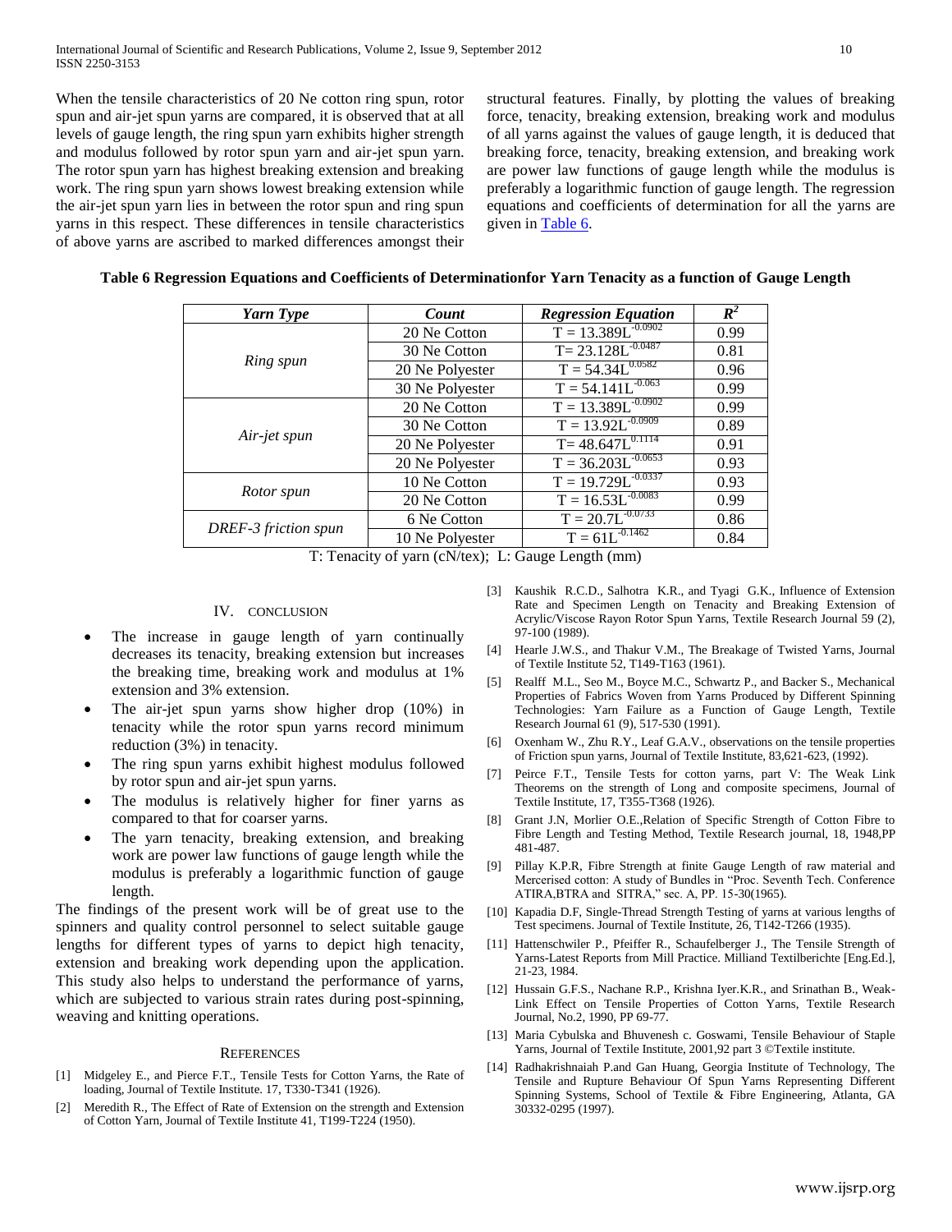When the tensile characteristics of 20 Ne cotton ring spun, rotor spun and air-jet spun yarns are compared, it is observed that at all levels of gauge length, the ring spun yarn exhibits higher strength and modulus followed by rotor spun yarn and air-jet spun yarn. The rotor spun yarn has highest breaking extension and breaking work. The ring spun yarn shows lowest breaking extension while the air-jet spun yarn lies in between the rotor spun and ring spun yarns in this respect. These differences in tensile characteristics of above yarns are ascribed to marked differences amongst their structural features. Finally, by plotting the values of breaking force, tenacity, breaking extension, breaking work and modulus of all yarns against the values of gauge length, it is deduced that breaking force, tenacity, breaking extension, and breaking work are power law functions of gauge length while the modulus is preferably a logarithmic function of gauge length. The regression equations and coefficients of determination for all the yarns are given in Table 6.

**Table 6 Regression Equations and Coefficients of Determinationfor Yarn Tenacity as a function of Gauge Length**

| *Yarn Type* | *Count* | *Regression Equation* | $R^2$ |
|---|---|---|---|
| *Ring spun* | 20 Ne Cotton | $T = 13.389L^{-0.0902}$ | 0.99 |
| | 30 Ne Cotton | $T= 23.128L^{-0.0487}$ | 0.81 |
| | 20 Ne Polyester | $T = 54.34L^{0.0582}$ | 0.96 |
| | 30 Ne Polyester | $T = 54.141L^{-0.063}$ | 0.99 |
| *Air-jet spun* | 20 Ne Cotton | $T = 13.389L^{-0.0902}$ | 0.99 |
| | 30 Ne Cotton | $T = 13.92L^{-0.0909}$ | 0.89 |
| | 20 Ne Polyester | $T= 48.647L^{0.1114}$ | 0.91 |
| | 20 Ne Polyester | $T = 36.203L^{-0.0653}$ | 0.93 |
| *Rotor spun* | 10 Ne Cotton | $T = 19.729L^{-0.0337}$ | 0.93 |
| | 20 Ne Cotton | $T = 16.53L^{-0.0083}$ | 0.99 |
| *DREF-3 friction spun* | 6 Ne Cotton | $T = 20.7L^{-0.0733}$ | 0.86 |
| | 10 Ne Polyester | $T = 61L^{-0.1462}$ | 0.84 |

T: Tenacity of yarn (cN/tex); L: Gauge Length (mm)

## IV. CONCLUSION

- The increase in gauge length of yarn continually decreases its tenacity, breaking extension but increases the breaking time, breaking work and modulus at 1% extension and 3% extension.
- The air-jet spun yarns show higher drop (10%) in tenacity while the rotor spun yarns record minimum reduction (3%) in tenacity.
- The ring spun yarns exhibit highest modulus followed by rotor spun and air-jet spun yarns.
- The modulus is relatively higher for finer yarns as compared to that for coarser yarns.
- The yarn tenacity, breaking extension, and breaking work are power law functions of gauge length while the modulus is preferably a logarithmic function of gauge length.

The findings of the present work will be of great use to the spinners and quality control personnel to select suitable gauge lengths for different types of yarns to depict high tenacity, extension and breaking work depending upon the application. This study also helps to understand the performance of yarns, which are subjected to various strain rates during post-spinning, weaving and knitting operations.

## REFERENCES

[1] Midgeley E., and Pierce F.T., Tensile Tests for Cotton Yarns, the Rate of loading, Journal of Textile Institute. 17, T330-T341 (1926).

[2] Meredith R., The Effect of Rate of Extension on the strength and Extension of Cotton Yarn, Journal of Textile Institute 41, T199-T224 (1950).

[3] Kaushik R.C.D., Salhotra K.R., and Tyagi G.K., Influence of Extension Rate and Specimen Length on Tenacity and Breaking Extension of Acrylic/Viscose Rayon Rotor Spun Yarns, Textile Research Journal 59 (2), 97-100 (1989).

[4] Hearle J.W.S., and Thakur V.M., The Breakage of Twisted Yarns, Journal of Textile Institute 52, T149-T163 (1961).

[5] Realff M.L., Seo M., Boyce M.C., Schwartz P., and Backer S., Mechanical Properties of Fabrics Woven from Yarns Produced by Different Spinning Technologies: Yarn Failure as a Function of Gauge Length, Textile Research Journal 61 (9), 517-530 (1991).

[6] Oxenham W., Zhu R.Y., Leaf G.A.V., observations on the tensile properties of Friction spun yarns, Journal of Textile Institute, 83,621-623, (1992).

[7] Peirce F.T., Tensile Tests for cotton yarns, part V: The Weak Link Theorems on the strength of Long and composite specimens, Journal of Textile Institute, 17, T355-T368 (1926).

[8] Grant J.N, Morlier O.E.,Relation of Specific Strength of Cotton Fibre to Fibre Length and Testing Method, Textile Research journal, 18, 1948,PP 481-487.

[9] Pillay K.P.R, Fibre Strength at finite Gauge Length of raw material and Mercerised cotton: A study of Bundles in "Proc. Seventh Tech. Conference ATIRA,BTRA and SITRA," sec. A, PP. 15-30(1965).

[10] Kapadia D.F, Single-Thread Strength Testing of yarns at various lengths of Test specimens. Journal of Textile Institute, 26, T142-T266 (1935).

[11] Hattenschwiler P., Pfeiffer R., Schaufelberger J., The Tensile Strength of Yarns-Latest Reports from Mill Practice. Milliand Textilberichte [Eng.Ed.], 21-23, 1984.

[12] Hussain G.F.S., Nachane R.P., Krishna Iyer.K.R., and Srinathan B., Weak-Link Effect on Tensile Properties of Cotton Yarns, Textile Research Journal, No.2, 1990, PP 69-77.

[13] Maria Cybulska and Bhuvenesh c. Goswami, Tensile Behaviour of Staple Yarns, Journal of Textile Institute, 2001,92 part 3 ©Textile institute.

[14] Radhakrishnaiah P.and Gan Huang, Georgia Institute of Technology, The Tensile and Rupture Behaviour Of Spun Yarns Representing Different Spinning Systems, School of Textile & Fibre Engineering, Atlanta, GA 30332-0295 (1997).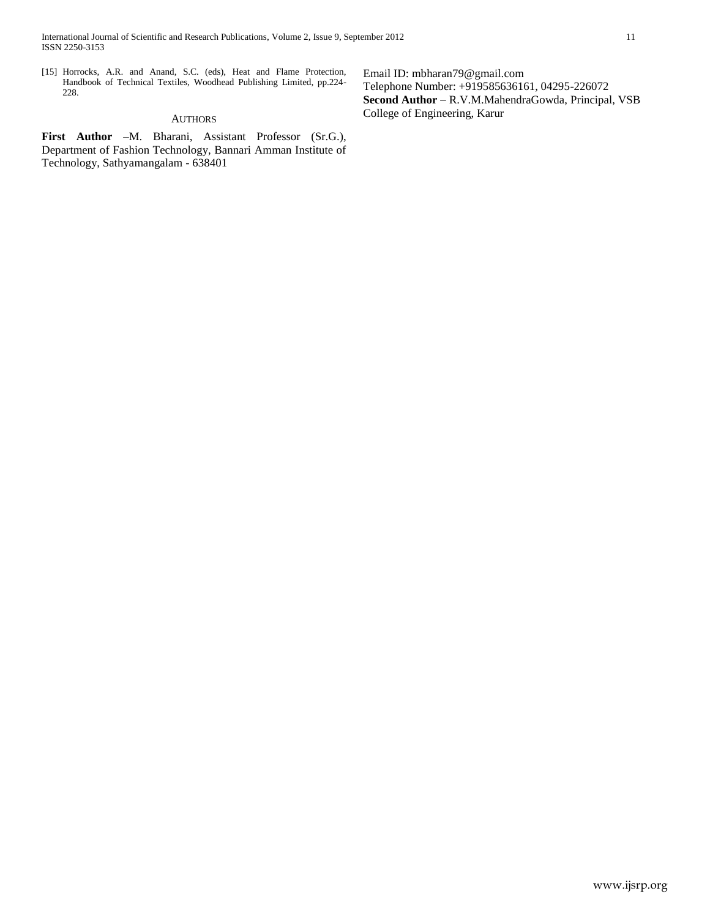[15] Horrocks, A.R. and Anand, S.C. (eds), Heat and Flame Protection, Handbook of Technical Textiles, Woodhead Publishing Limited, pp.224-228.

## AUTHORS

**First Author** –M. Bharani, Assistant Professor (Sr.G.), Department of Fashion Technology, Bannari Amman Institute of Technology, Sathyamangalam - 638401

Email ID: mbharan79@gmail.com

Telephone Number: +919585636161, 04295-226072

**Second Author** – R.V.M.MahendraGowda, Principal, VSB College of Engineering, Karur